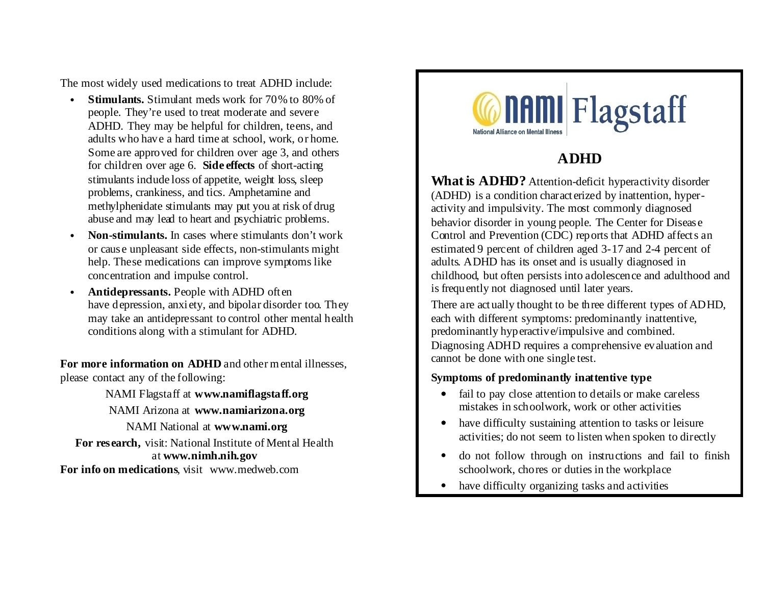The most widely used medications to treat ADHD include:

- **Stimulants.** Stimulant meds work for 70% to 80% of people. They're used to treat moderate and severe ADHD. They may be helpful for children, teens, and adults who have a hard time at school, work, or home. Some are approved for children over age 3, and others for children over age 6. **Side effects** of short-acting stimulants include loss of appetite, weight loss, sleep problems, crankiness, and tics. Amphetamine and methylphenidate stimulants may put you at risk of drug abuse and may lead to heart and psychiatric problems.
- **Non-stimulants.** In cases where stimulants don't work or cause unpleasant side effects, non-stimulants might help. These medications can improve symptoms like concentration and impulse control.
- **Antidepressants.** People with ADHD often have depression, anxiety, and bipolar disorder too. They may take an antidepressant to control other mental health conditions along with a stimulant for ADHD.

**For more information on ADHD** and other mental illnesses, please contact any of the following:

NAMI Flagstaff at **www.namiflagstaff.org**

NAMI Arizona at **www.namiarizona.org**

NAMI National at **www.nami.org**

**For research,** visit: National Institute of Mental Health at **www.nimh.nih.gov**

**For info on medications**, visit www.medweb.com

NAMI Flagstaff
National Alliance on Mental Illness

# ADHD

**What is ADHD?** Attention-deficit hyperactivity disorder (ADHD) is a condition characterized by inattention, hyper-activity and impulsivity. The most commonly diagnosed behavior disorder in young people. The Center for Disease Control and Prevention (CDC) reports that ADHD affects an estimated 9 percent of children aged 3-17 and 2-4 percent of adults. ADHD has its onset and is usually diagnosed in childhood, but often persists into adolescence and adulthood and is frequently not diagnosed until later years.

There are actually thought to be three different types of ADHD, each with different symptoms: predominantly inattentive, predominantly hyperactive/impulsive and combined. Diagnosing ADHD requires a comprehensive evaluation and cannot be done with one single test.

**Symptoms of predominantly inattentive type**

- fail to pay close attention to details or make careless mistakes in schoolwork, work or other activities
- have difficulty sustaining attention to tasks or leisure activities; do not seem to listen when spoken to directly
- do not follow through on instructions and fail to finish schoolwork, chores or duties in the workplace
- have difficulty organizing tasks and activities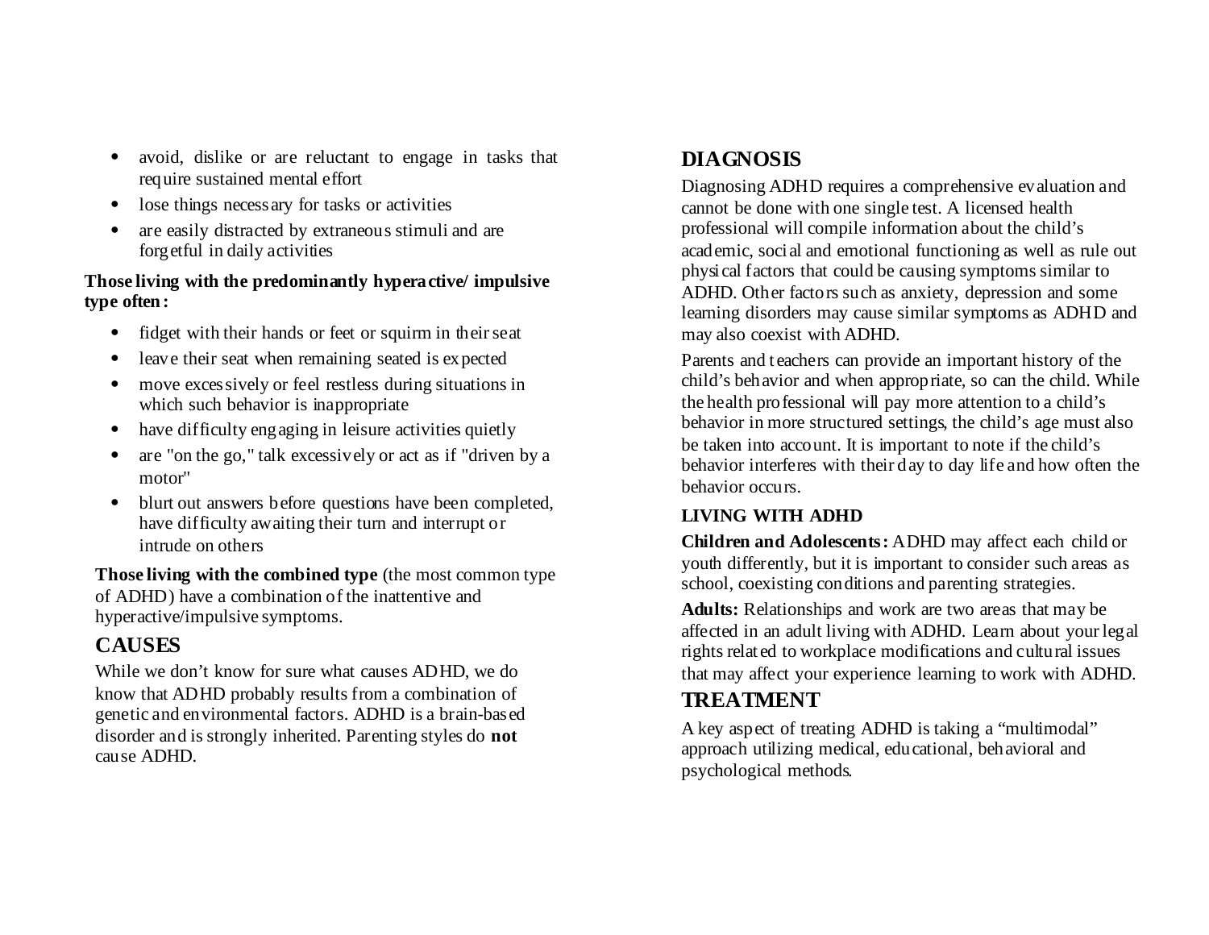- avoid, dislike or are reluctant to engage in tasks that require sustained mental effort
- lose things necessary for tasks or activities
- are easily distracted by extraneous stimuli and are forgetful in daily activities

**Those living with the predominantly hyperactive/ impulsive type often:**

- fidget with their hands or feet or squirm in their seat
- leave their seat when remaining seated is expected
- move excessively or feel restless during situations in which such behavior is inappropriate
- have difficulty engaging in leisure activities quietly
- are "on the go," talk excessively or act as if "driven by a motor"
- blurt out answers before questions have been completed, have difficulty awaiting their turn and interrupt or intrude on others

**Those living with the combined type** (the most common type of ADHD) have a combination of the inattentive and hyperactive/impulsive symptoms.

## CAUSES

While we don't know for sure what causes ADHD, we do know that ADHD probably results from a combination of genetic and environmental factors. ADHD is a brain-based disorder and is strongly inherited. Parenting styles do **not** cause ADHD.

## DIAGNOSIS

Diagnosing ADHD requires a comprehensive evaluation and cannot be done with one single test. A licensed health professional will compile information about the child's academic, social and emotional functioning as well as rule out physical factors that could be causing symptoms similar to ADHD. Other factors such as anxiety, depression and some learning disorders may cause similar symptoms as ADHD and may also coexist with ADHD.

Parents and teachers can provide an important history of the child's behavior and when appropriate, so can the child. While the health professional will pay more attention to a child's behavior in more structured settings, the child's age must also be taken into account. It is important to note if the child's behavior interferes with their day to day life and how often the behavior occurs.

### LIVING WITH ADHD

**Children and Adolescents:** ADHD may affect each child or youth differently, but it is important to consider such areas as school, coexisting conditions and parenting strategies.

**Adults:** Relationships and work are two areas that may be affected in an adult living with ADHD. Learn about your legal rights related to workplace modifications and cultural issues that may affect your experience learning to work with ADHD.

## TREATMENT

A key aspect of treating ADHD is taking a "multimodal" approach utilizing medical, educational, behavioral and psychological methods.